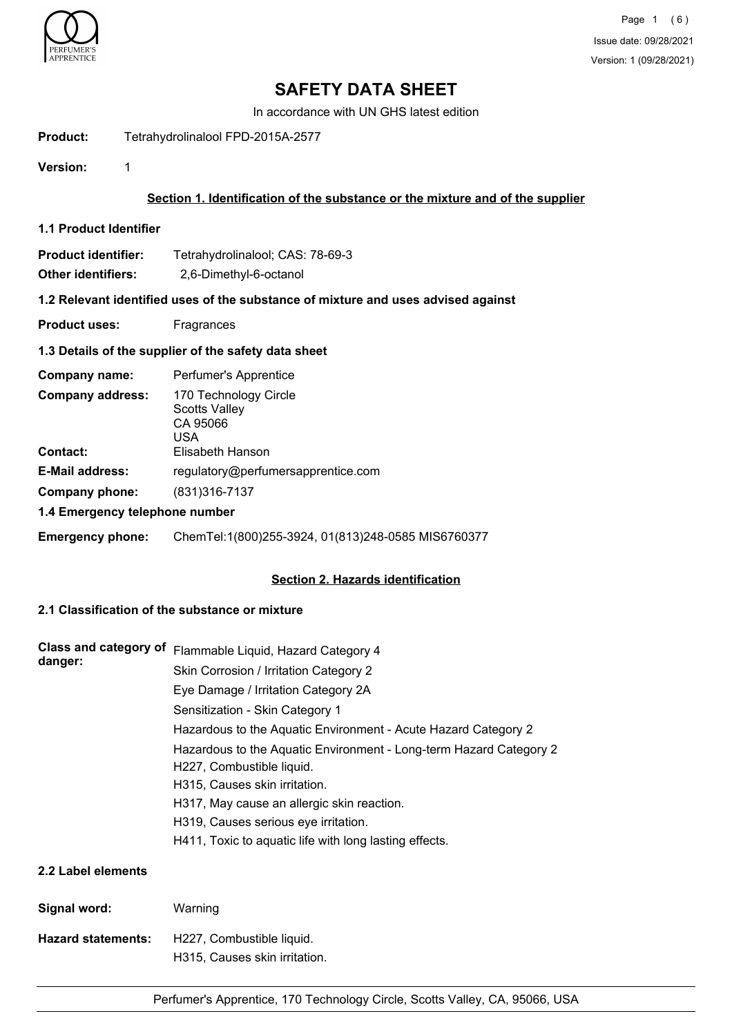# SAFETY DATA SHEET

In accordance with UN GHS latest edition

**Product:** Tetrahydrolinalool FPD-2015A-2577

**Version:** 1

## Section 1. Identification of the substance or the mixture and of the supplier

### 1.1 Product Identifier

**Product identifier:** Tetrahydrolinalool; CAS: 78-69-3

**Other identifiers:** 2,6-Dimethyl-6-octanol

### 1.2 Relevant identified uses of the substance of mixture and uses advised against

**Product uses:** Fragrances

### 1.3 Details of the supplier of the safety data sheet

**Company name:** Perfumer's Apprentice

**Company address:** 170 Technology Circle
Scotts Valley
CA 95066
USA

**Contact:** Elisabeth Hanson

**E-Mail address:** regulatory@perfumersapprentice.com

**Company phone:** (831)316-7137

### 1.4 Emergency telephone number

**Emergency phone:** ChemTel:1(800)255-3924, 01(813)248-0585 MIS6760377

## Section 2. Hazards identification

### 2.1 Classification of the substance or mixture

**Class and category of danger:**

Flammable Liquid, Hazard Category 4

Skin Corrosion / Irritation Category 2

Eye Damage / Irritation Category 2A

Sensitization - Skin Category 1

Hazardous to the Aquatic Environment - Acute Hazard Category 2

Hazardous to the Aquatic Environment - Long-term Hazard Category 2

H227, Combustible liquid.

H315, Causes skin irritation.

H317, May cause an allergic skin reaction.

H319, Causes serious eye irritation.

H411, Toxic to aquatic life with long lasting effects.

### 2.2 Label elements

**Signal word:** Warning

**Hazard statements:** H227, Combustible liquid.

H315, Causes skin irritation.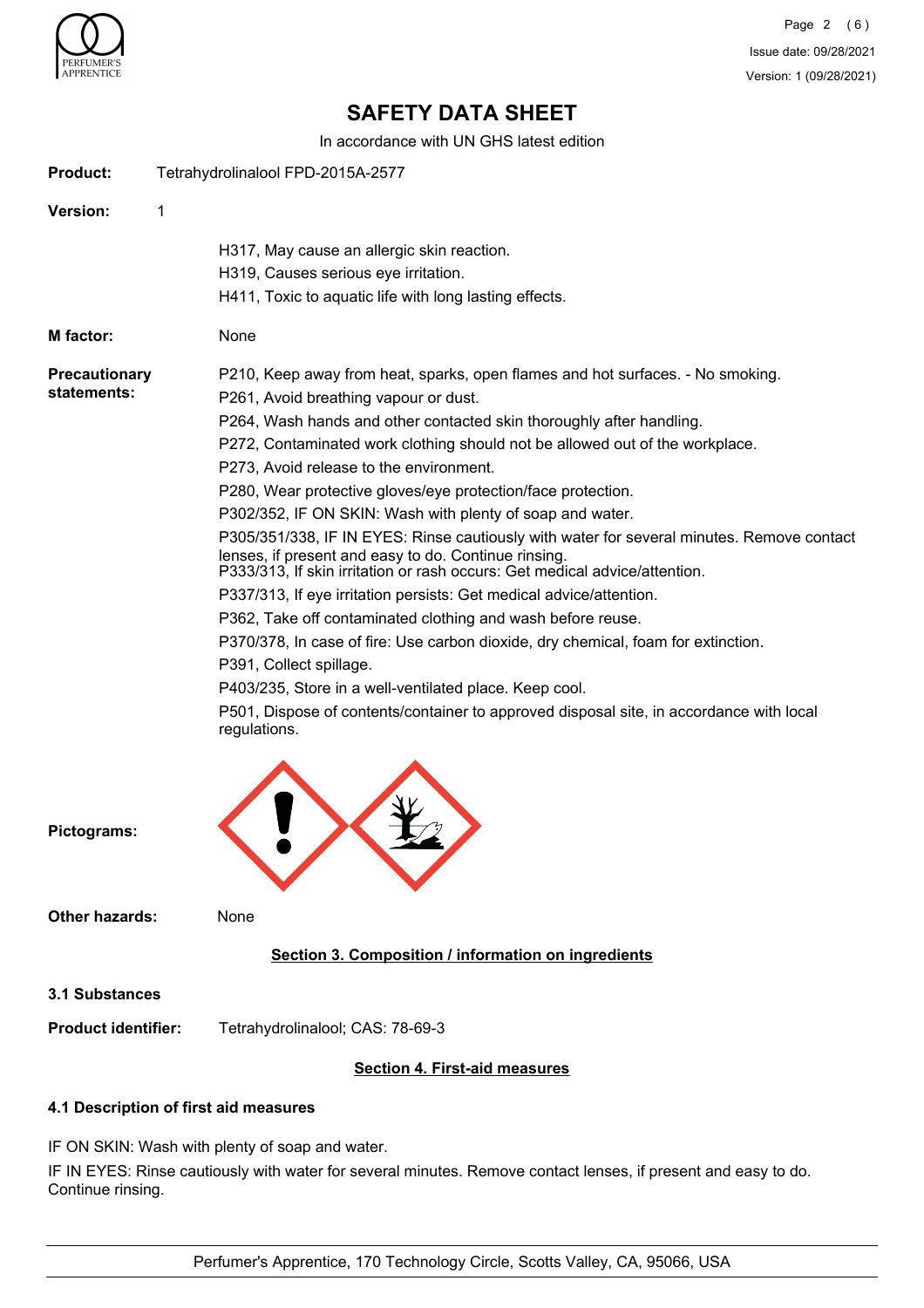# SAFETY DATA SHEET

In accordance with UN GHS latest edition

**Product:** Tetrahydrolinalool FPD-2015A-2577

**Version:** 1

H317, May cause an allergic skin reaction.
H319, Causes serious eye irritation.
H411, Toxic to aquatic life with long lasting effects.

**M factor:** None

**Precautionary statements:**

P210, Keep away from heat, sparks, open flames and hot surfaces. - No smoking.
P261, Avoid breathing vapour or dust.
P264, Wash hands and other contacted skin thoroughly after handling.
P272, Contaminated work clothing should not be allowed out of the workplace.
P273, Avoid release to the environment.
P280, Wear protective gloves/eye protection/face protection.
P302/352, IF ON SKIN: Wash with plenty of soap and water.
P305/351/338, IF IN EYES: Rinse cautiously with water for several minutes. Remove contact lenses, if present and easy to do. Continue rinsing.
P333/313, If skin irritation or rash occurs: Get medical advice/attention.
P337/313, If eye irritation persists: Get medical advice/attention.
P362, Take off contaminated clothing and wash before reuse.
P370/378, In case of fire: Use carbon dioxide, dry chemical, foam for extinction.
P391, Collect spillage.
P403/235, Store in a well-ventilated place. Keep cool.
P501, Dispose of contents/container to approved disposal site, in accordance with local regulations.

**Pictograms:**

**Other hazards:** None

## Section 3. Composition / information on ingredients

### 3.1 Substances

**Product identifier:** Tetrahydrolinalool; CAS: 78-69-3

## Section 4. First-aid measures

### 4.1 Description of first aid measures

IF ON SKIN: Wash with plenty of soap and water.

IF IN EYES: Rinse cautiously with water for several minutes. Remove contact lenses, if present and easy to do. Continue rinsing.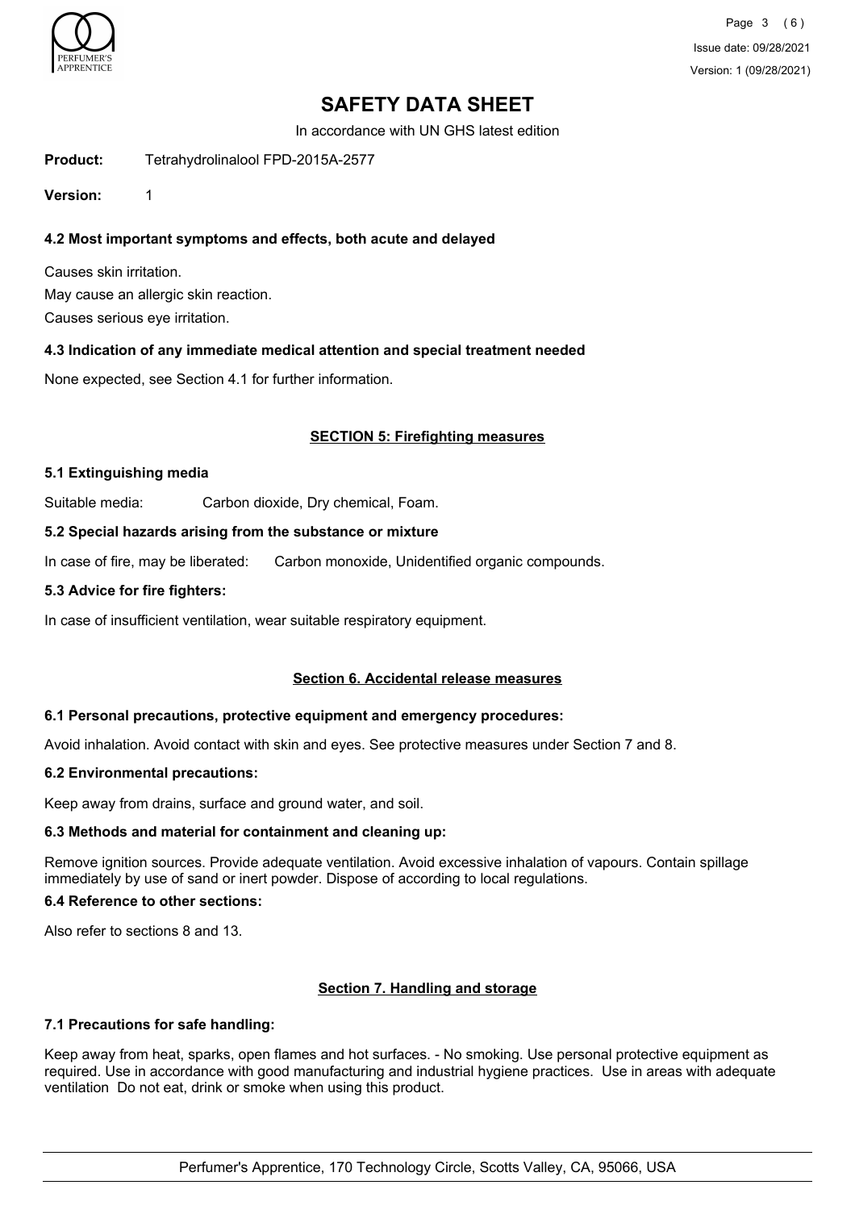# SAFETY DATA SHEET

In accordance with UN GHS latest edition

**Product:** Tetrahydrolinalool FPD-2015A-2577

**Version:** 1

### 4.2 Most important symptoms and effects, both acute and delayed

Causes skin irritation.

May cause an allergic skin reaction.

Causes serious eye irritation.

### 4.3 Indication of any immediate medical attention and special treatment needed

None expected, see Section 4.1 for further information.

## SECTION 5: Firefighting measures

### 5.1 Extinguishing media

Suitable media: Carbon dioxide, Dry chemical, Foam.

### 5.2 Special hazards arising from the substance or mixture

In case of fire, may be liberated: Carbon monoxide, Unidentified organic compounds.

### 5.3 Advice for fire fighters:

In case of insufficient ventilation, wear suitable respiratory equipment.

## Section 6. Accidental release measures

### 6.1 Personal precautions, protective equipment and emergency procedures:

Avoid inhalation. Avoid contact with skin and eyes. See protective measures under Section 7 and 8.

### 6.2 Environmental precautions:

Keep away from drains, surface and ground water, and soil.

### 6.3 Methods and material for containment and cleaning up:

Remove ignition sources. Provide adequate ventilation. Avoid excessive inhalation of vapours. Contain spillage immediately by use of sand or inert powder. Dispose of according to local regulations.

### 6.4 Reference to other sections:

Also refer to sections 8 and 13.

## Section 7. Handling and storage

### 7.1 Precautions for safe handling:

Keep away from heat, sparks, open flames and hot surfaces. - No smoking. Use personal protective equipment as required. Use in accordance with good manufacturing and industrial hygiene practices. Use in areas with adequate ventilation Do not eat, drink or smoke when using this product.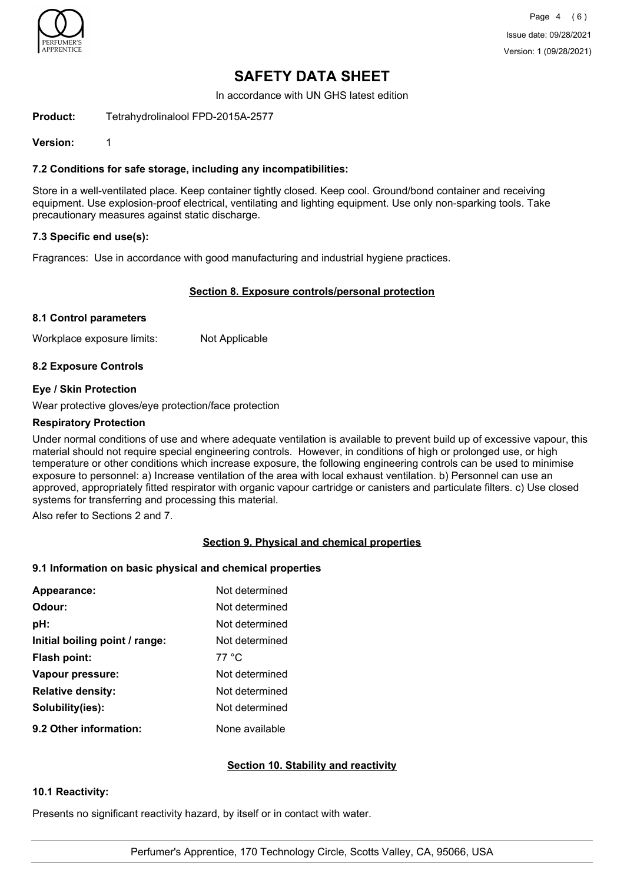# SAFETY DATA SHEET

In accordance with UN GHS latest edition

**Product:** Tetrahydrolinalool FPD-2015A-2577

**Version:** 1

### 7.2 Conditions for safe storage, including any incompatibilities:

Store in a well-ventilated place. Keep container tightly closed. Keep cool. Ground/bond container and receiving equipment. Use explosion-proof electrical, ventilating and lighting equipment. Use only non-sparking tools. Take precautionary measures against static discharge.

### 7.3 Specific end use(s):

Fragrances: Use in accordance with good manufacturing and industrial hygiene practices.

## Section 8. Exposure controls/personal protection

### 8.1 Control parameters

Workplace exposure limits: Not Applicable

### 8.2 Exposure Controls

**Eye / Skin Protection**

Wear protective gloves/eye protection/face protection

**Respiratory Protection**

Under normal conditions of use and where adequate ventilation is available to prevent build up of excessive vapour, this material should not require special engineering controls. However, in conditions of high or prolonged use, or high temperature or other conditions which increase exposure, the following engineering controls can be used to minimise exposure to personnel: a) Increase ventilation of the area with local exhaust ventilation. b) Personnel can use an approved, appropriately fitted respirator with organic vapour cartridge or canisters and particulate filters. c) Use closed systems for transferring and processing this material.

Also refer to Sections 2 and 7.

## Section 9. Physical and chemical properties

### 9.1 Information on basic physical and chemical properties

| | |
|---|---|
| **Appearance:** | Not determined |
| **Odour:** | Not determined |
| **pH:** | Not determined |
| **Initial boiling point / range:** | Not determined |
| **Flash point:** | 77 °C |
| **Vapour pressure:** | Not determined |
| **Relative density:** | Not determined |
| **Solubility(ies):** | Not determined |
| **9.2 Other information:** | None available |

## Section 10. Stability and reactivity

### 10.1 Reactivity:

Presents no significant reactivity hazard, by itself or in contact with water.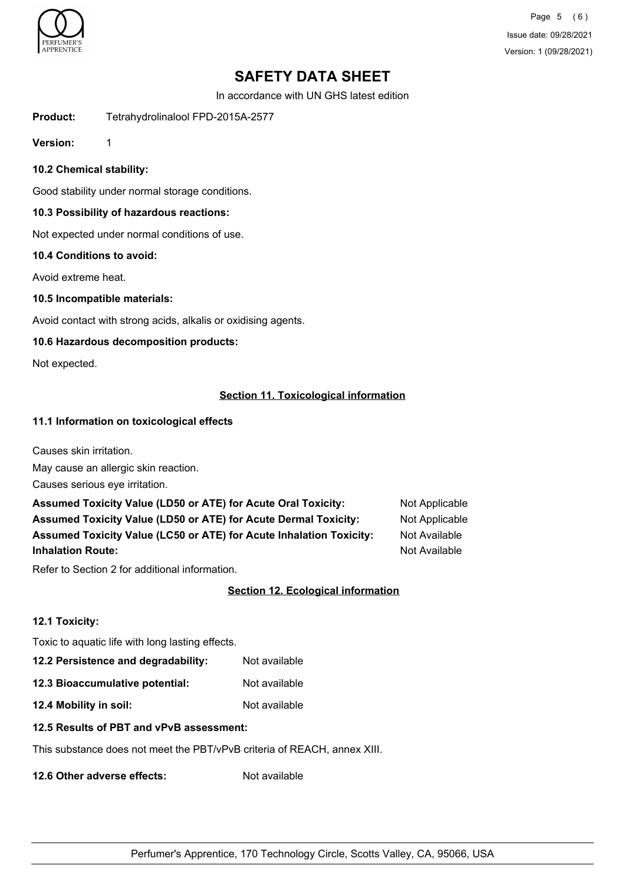# SAFETY DATA SHEET

In accordance with UN GHS latest edition

**Product:** Tetrahydrolinalool FPD-2015A-2577

**Version:** 1

### 10.2 Chemical stability:

Good stability under normal storage conditions.

### 10.3 Possibility of hazardous reactions:

Not expected under normal conditions of use.

### 10.4 Conditions to avoid:

Avoid extreme heat.

### 10.5 Incompatible materials:

Avoid contact with strong acids, alkalis or oxidising agents.

### 10.6 Hazardous decomposition products:

Not expected.

## Section 11. Toxicological information

### 11.1 Information on toxicological effects

Causes skin irritation.

May cause an allergic skin reaction.

Causes serious eye irritation.

| | |
|---|---|
| **Assumed Toxicity Value (LD50 or ATE) for Acute Oral Toxicity:** | Not Applicable |
| **Assumed Toxicity Value (LD50 or ATE) for Acute Dermal Toxicity:** | Not Applicable |
| **Assumed Toxicity Value (LC50 or ATE) for Acute Inhalation Toxicity:** | Not Available |
| **Inhalation Route:** | Not Available |

Refer to Section 2 for additional information.

## Section 12. Ecological information

### 12.1 Toxicity:

Toxic to aquatic life with long lasting effects.

| | |
|---|---|
| **12.2 Persistence and degradability:** | Not available |
| **12.3 Bioaccumulative potential:** | Not available |
| **12.4 Mobility in soil:** | Not available |

### 12.5 Results of PBT and vPvB assessment:

This substance does not meet the PBT/vPvB criteria of REACH, annex XIII.

**12.6 Other adverse effects:** Not available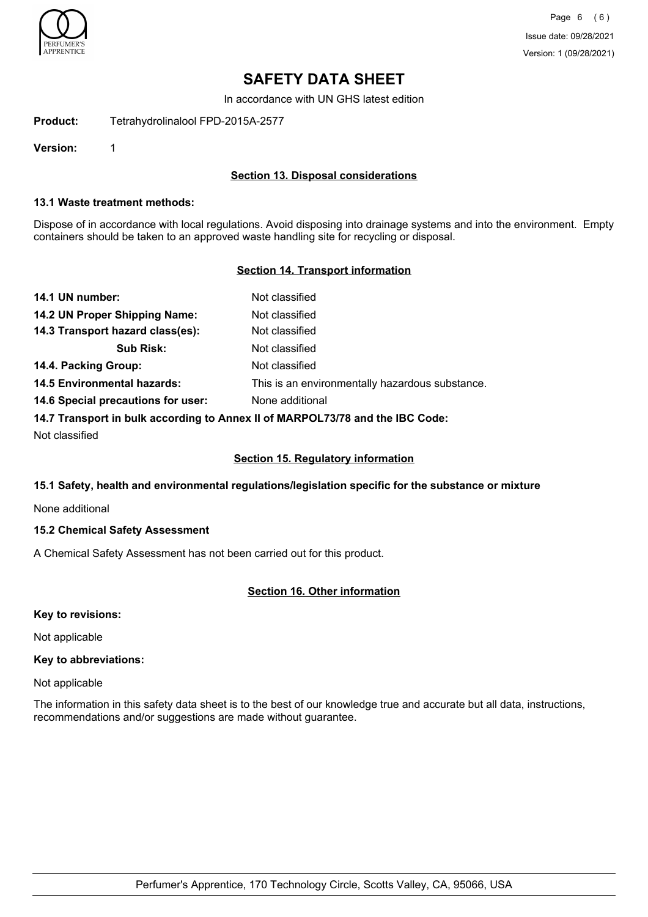# SAFETY DATA SHEET

In accordance with UN GHS latest edition

**Product:** Tetrahydrolinalool FPD-2015A-2577

**Version:** 1

## Section 13. Disposal considerations

### 13.1 Waste treatment methods:

Dispose of in accordance with local regulations. Avoid disposing into drainage systems and into the environment. Empty containers should be taken to an approved waste handling site for recycling or disposal.

## Section 14. Transport information

| | |
|---|---|
| **14.1 UN number:** | Not classified |
| **14.2 UN Proper Shipping Name:** | Not classified |
| **14.3 Transport hazard class(es):** | Not classified |
| **Sub Risk:** | Not classified |
| **14.4. Packing Group:** | Not classified |
| **14.5 Environmental hazards:** | This is an environmentally hazardous substance. |
| **14.6 Special precautions for user:** | None additional |

**14.7 Transport in bulk according to Annex II of MARPOL73/78 and the IBC Code:**

Not classified

## Section 15. Regulatory information

### 15.1 Safety, health and environmental regulations/legislation specific for the substance or mixture

None additional

### 15.2 Chemical Safety Assessment

A Chemical Safety Assessment has not been carried out for this product.

## Section 16. Other information

**Key to revisions:**

Not applicable

**Key to abbreviations:**

Not applicable

The information in this safety data sheet is to the best of our knowledge true and accurate but all data, instructions, recommendations and/or suggestions are made without guarantee.